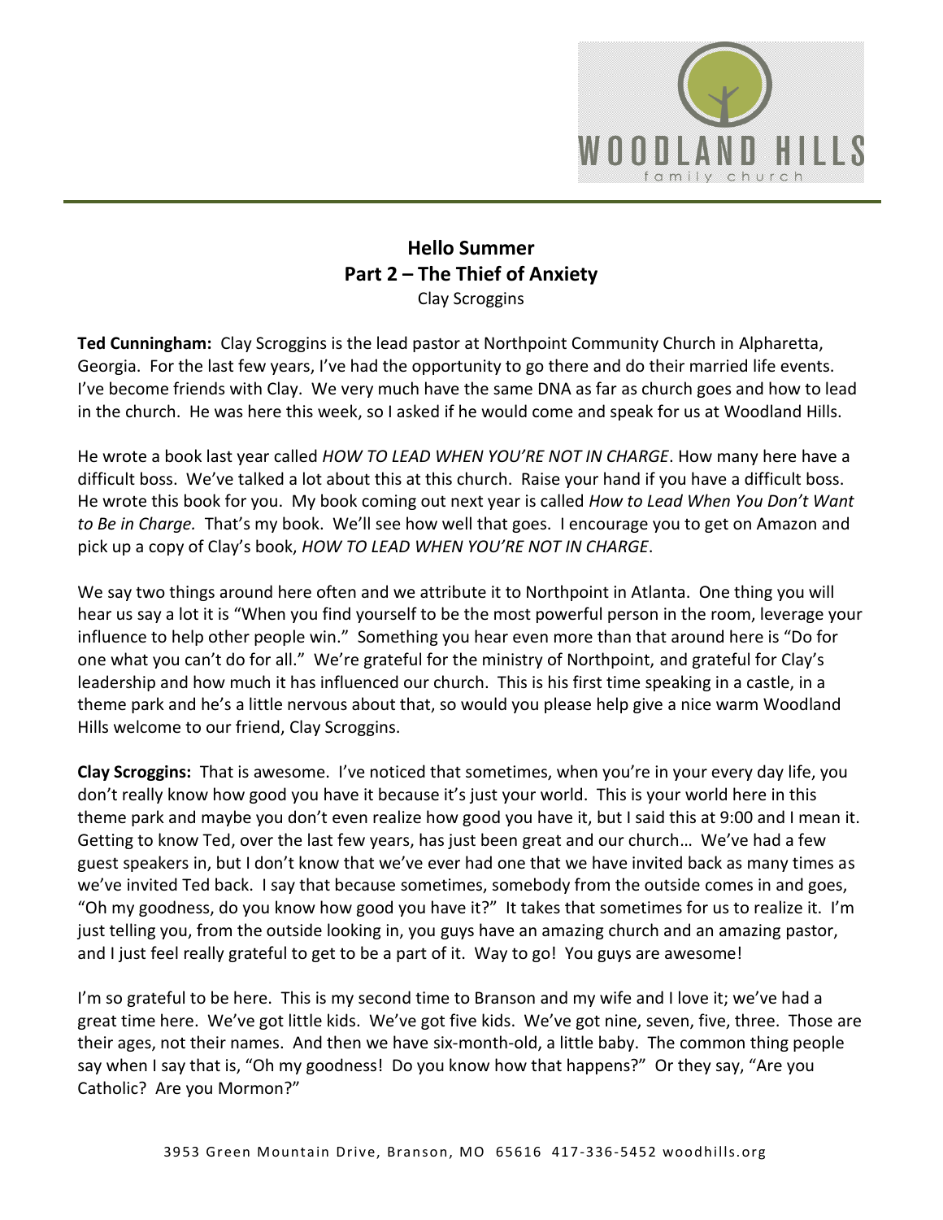# Hello Summer
## Part 2 – The Thief of Anxiety
Clay Scroggins

**Ted Cunningham:** Clay Scroggins is the lead pastor at Northpoint Community Church in Alpharetta, Georgia. For the last few years, I've had the opportunity to go there and do their married life events. I've become friends with Clay. We very much have the same DNA as far as church goes and how to lead in the church. He was here this week, so I asked if he would come and speak for us at Woodland Hills.

He wrote a book last year called *HOW TO LEAD WHEN YOU'RE NOT IN CHARGE*. How many here have a difficult boss. We've talked a lot about this at this church. Raise your hand if you have a difficult boss. He wrote this book for you. My book coming out next year is called *How to Lead When You Don't Want to Be in Charge.* That's my book. We'll see how well that goes. I encourage you to get on Amazon and pick up a copy of Clay's book, *HOW TO LEAD WHEN YOU'RE NOT IN CHARGE*.

We say two things around here often and we attribute it to Northpoint in Atlanta. One thing you will hear us say a lot it is "When you find yourself to be the most powerful person in the room, leverage your influence to help other people win." Something you hear even more than that around here is "Do for one what you can't do for all." We're grateful for the ministry of Northpoint, and grateful for Clay's leadership and how much it has influenced our church. This is his first time speaking in a castle, in a theme park and he's a little nervous about that, so would you please help give a nice warm Woodland Hills welcome to our friend, Clay Scroggins.

**Clay Scroggins:** That is awesome. I've noticed that sometimes, when you're in your every day life, you don't really know how good you have it because it's just your world. This is your world here in this theme park and maybe you don't even realize how good you have it, but I said this at 9:00 and I mean it. Getting to know Ted, over the last few years, has just been great and our church… We've had a few guest speakers in, but I don't know that we've ever had one that we have invited back as many times as we've invited Ted back. I say that because sometimes, somebody from the outside comes in and goes, "Oh my goodness, do you know how good you have it?" It takes that sometimes for us to realize it. I'm just telling you, from the outside looking in, you guys have an amazing church and an amazing pastor, and I just feel really grateful to get to be a part of it. Way to go! You guys are awesome!

I'm so grateful to be here. This is my second time to Branson and my wife and I love it; we've had a great time here. We've got little kids. We've got five kids. We've got nine, seven, five, three. Those are their ages, not their names. And then we have six-month-old, a little baby. The common thing people say when I say that is, "Oh my goodness! Do you know how that happens?" Or they say, "Are you Catholic? Are you Mormon?"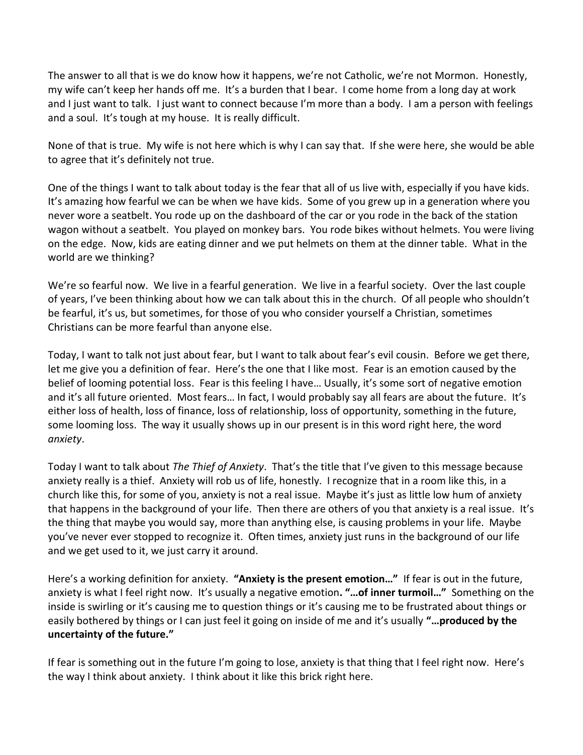The answer to all that is we do know how it happens, we're not Catholic, we're not Mormon. Honestly, my wife can't keep her hands off me. It's a burden that I bear. I come home from a long day at work and I just want to talk. I just want to connect because I'm more than a body. I am a person with feelings and a soul. It's tough at my house. It is really difficult.

None of that is true. My wife is not here which is why I can say that. If she were here, she would be able to agree that it's definitely not true.

One of the things I want to talk about today is the fear that all of us live with, especially if you have kids. It's amazing how fearful we can be when we have kids. Some of you grew up in a generation where you never wore a seatbelt. You rode up on the dashboard of the car or you rode in the back of the station wagon without a seatbelt. You played on monkey bars. You rode bikes without helmets. You were living on the edge. Now, kids are eating dinner and we put helmets on them at the dinner table. What in the world are we thinking?

We're so fearful now. We live in a fearful generation. We live in a fearful society. Over the last couple of years, I've been thinking about how we can talk about this in the church. Of all people who shouldn't be fearful, it's us, but sometimes, for those of you who consider yourself a Christian, sometimes Christians can be more fearful than anyone else.

Today, I want to talk not just about fear, but I want to talk about fear's evil cousin. Before we get there, let me give you a definition of fear. Here's the one that I like most. Fear is an emotion caused by the belief of looming potential loss. Fear is this feeling I have… Usually, it's some sort of negative emotion and it's all future oriented. Most fears… In fact, I would probably say all fears are about the future. It's either loss of health, loss of finance, loss of relationship, loss of opportunity, something in the future, some looming loss. The way it usually shows up in our present is in this word right here, the word *anxiety*.

Today I want to talk about *The Thief of Anxiety*. That's the title that I've given to this message because anxiety really is a thief. Anxiety will rob us of life, honestly. I recognize that in a room like this, in a church like this, for some of you, anxiety is not a real issue. Maybe it's just as little low hum of anxiety that happens in the background of your life. Then there are others of you that anxiety is a real issue. It's the thing that maybe you would say, more than anything else, is causing problems in your life. Maybe you've never ever stopped to recognize it. Often times, anxiety just runs in the background of our life and we get used to it, we just carry it around.

Here's a working definition for anxiety. **"Anxiety is the present emotion…"** If fear is out in the future, anxiety is what I feel right now. It's usually a negative emotion**. "…of inner turmoil…"** Something on the inside is swirling or it's causing me to question things or it's causing me to be frustrated about things or easily bothered by things or I can just feel it going on inside of me and it's usually **"…produced by the uncertainty of the future."**

If fear is something out in the future I'm going to lose, anxiety is that thing that I feel right now. Here's the way I think about anxiety. I think about it like this brick right here.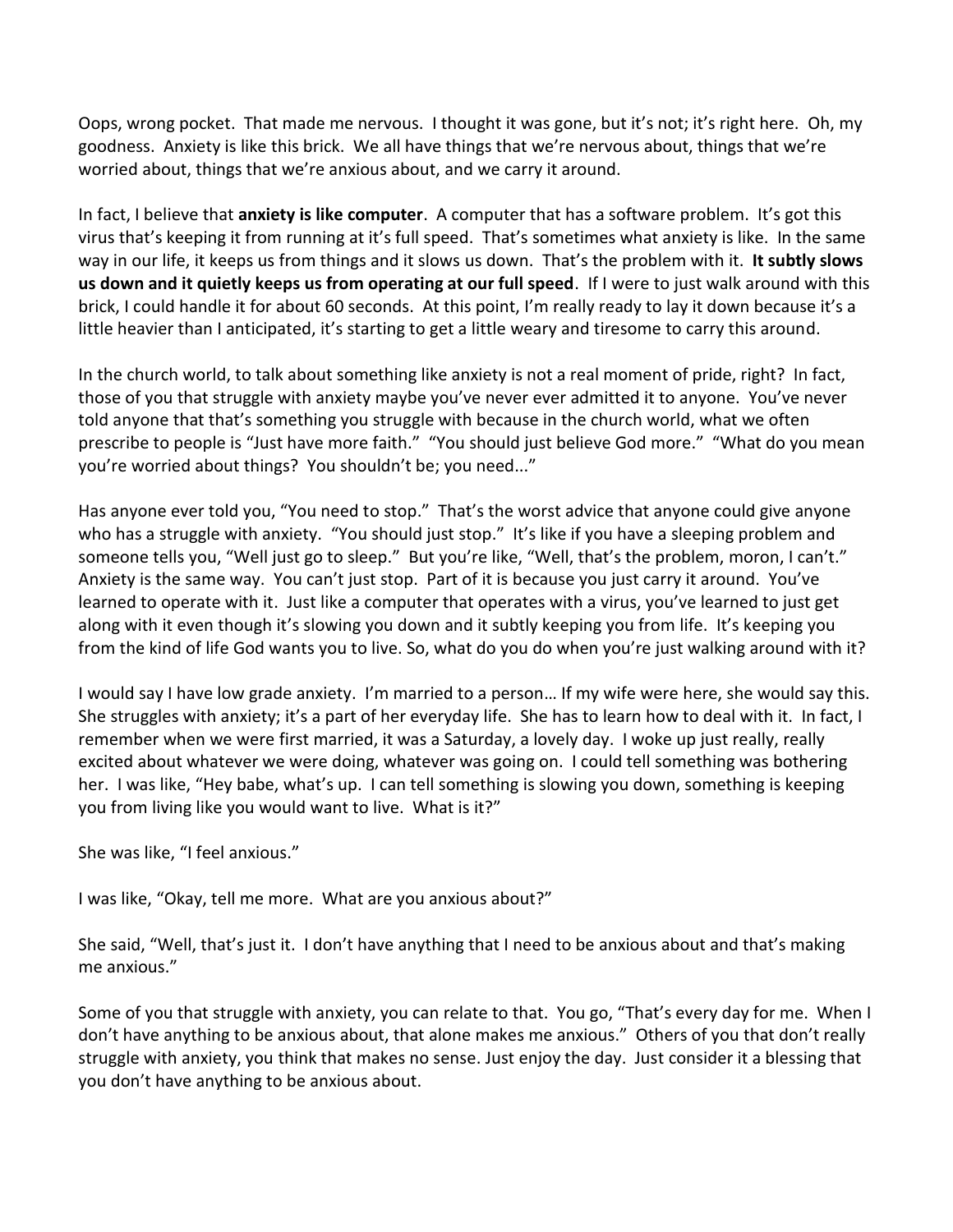Oops, wrong pocket. That made me nervous. I thought it was gone, but it's not; it's right here. Oh, my goodness. Anxiety is like this brick. We all have things that we're nervous about, things that we're worried about, things that we're anxious about, and we carry it around.

In fact, I believe that **anxiety is like computer**. A computer that has a software problem. It's got this virus that's keeping it from running at it's full speed. That's sometimes what anxiety is like. In the same way in our life, it keeps us from things and it slows us down. That's the problem with it. **It subtly slows us down and it quietly keeps us from operating at our full speed**. If I were to just walk around with this brick, I could handle it for about 60 seconds. At this point, I'm really ready to lay it down because it's a little heavier than I anticipated, it's starting to get a little weary and tiresome to carry this around.

In the church world, to talk about something like anxiety is not a real moment of pride, right? In fact, those of you that struggle with anxiety maybe you've never ever admitted it to anyone. You've never told anyone that that's something you struggle with because in the church world, what we often prescribe to people is "Just have more faith." "You should just believe God more." "What do you mean you're worried about things? You shouldn't be; you need..."

Has anyone ever told you, "You need to stop." That's the worst advice that anyone could give anyone who has a struggle with anxiety. "You should just stop." It's like if you have a sleeping problem and someone tells you, "Well just go to sleep." But you're like, "Well, that's the problem, moron, I can't." Anxiety is the same way. You can't just stop. Part of it is because you just carry it around. You've learned to operate with it. Just like a computer that operates with a virus, you've learned to just get along with it even though it's slowing you down and it subtly keeping you from life. It's keeping you from the kind of life God wants you to live. So, what do you do when you're just walking around with it?

I would say I have low grade anxiety. I'm married to a person… If my wife were here, she would say this. She struggles with anxiety; it's a part of her everyday life. She has to learn how to deal with it. In fact, I remember when we were first married, it was a Saturday, a lovely day. I woke up just really, really excited about whatever we were doing, whatever was going on. I could tell something was bothering her. I was like, "Hey babe, what's up. I can tell something is slowing you down, something is keeping you from living like you would want to live. What is it?"

She was like, "I feel anxious."

I was like, "Okay, tell me more. What are you anxious about?"

She said, "Well, that's just it. I don't have anything that I need to be anxious about and that's making me anxious."

Some of you that struggle with anxiety, you can relate to that. You go, "That's every day for me. When I don't have anything to be anxious about, that alone makes me anxious." Others of you that don't really struggle with anxiety, you think that makes no sense. Just enjoy the day. Just consider it a blessing that you don't have anything to be anxious about.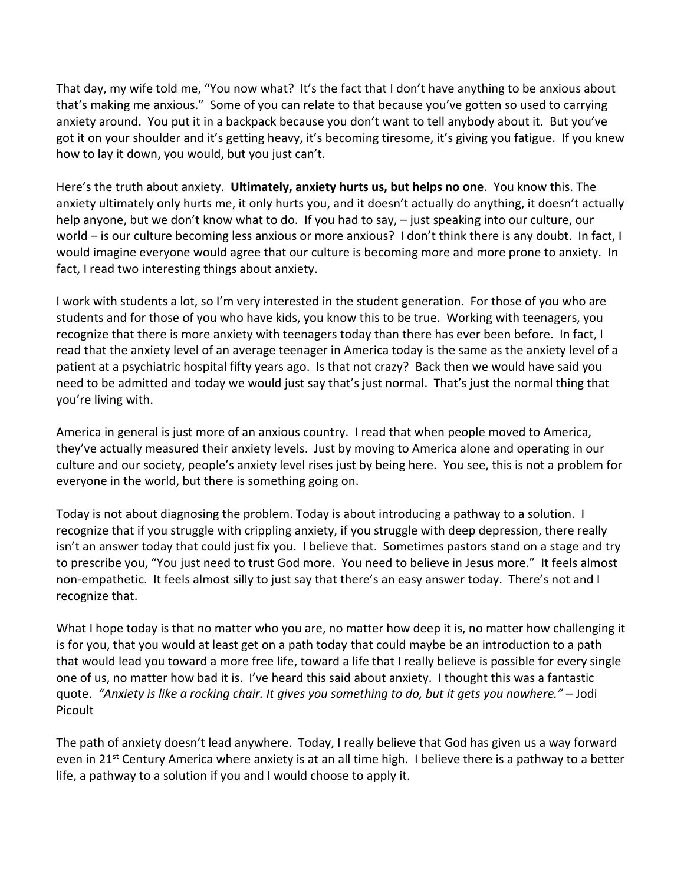That day, my wife told me, "You now what? It's the fact that I don't have anything to be anxious about that's making me anxious." Some of you can relate to that because you've gotten so used to carrying anxiety around. You put it in a backpack because you don't want to tell anybody about it. But you've got it on your shoulder and it's getting heavy, it's becoming tiresome, it's giving you fatigue. If you knew how to lay it down, you would, but you just can't.

Here's the truth about anxiety. **Ultimately, anxiety hurts us, but helps no one**. You know this. The anxiety ultimately only hurts me, it only hurts you, and it doesn't actually do anything, it doesn't actually help anyone, but we don't know what to do. If you had to say, – just speaking into our culture, our world – is our culture becoming less anxious or more anxious? I don't think there is any doubt. In fact, I would imagine everyone would agree that our culture is becoming more and more prone to anxiety. In fact, I read two interesting things about anxiety.

I work with students a lot, so I'm very interested in the student generation. For those of you who are students and for those of you who have kids, you know this to be true. Working with teenagers, you recognize that there is more anxiety with teenagers today than there has ever been before. In fact, I read that the anxiety level of an average teenager in America today is the same as the anxiety level of a patient at a psychiatric hospital fifty years ago. Is that not crazy? Back then we would have said you need to be admitted and today we would just say that's just normal. That's just the normal thing that you're living with.

America in general is just more of an anxious country. I read that when people moved to America, they've actually measured their anxiety levels. Just by moving to America alone and operating in our culture and our society, people's anxiety level rises just by being here. You see, this is not a problem for everyone in the world, but there is something going on.

Today is not about diagnosing the problem. Today is about introducing a pathway to a solution. I recognize that if you struggle with crippling anxiety, if you struggle with deep depression, there really isn't an answer today that could just fix you. I believe that. Sometimes pastors stand on a stage and try to prescribe you, "You just need to trust God more. You need to believe in Jesus more." It feels almost non-empathetic. It feels almost silly to just say that there's an easy answer today. There's not and I recognize that.

What I hope today is that no matter who you are, no matter how deep it is, no matter how challenging it is for you, that you would at least get on a path today that could maybe be an introduction to a path that would lead you toward a more free life, toward a life that I really believe is possible for every single one of us, no matter how bad it is. I've heard this said about anxiety. I thought this was a fantastic quote. *"Anxiety is like a rocking chair. It gives you something to do, but it gets you nowhere."* – Jodi Picoult

The path of anxiety doesn't lead anywhere. Today, I really believe that God has given us a way forward even in 21st Century America where anxiety is at an all time high. I believe there is a pathway to a better life, a pathway to a solution if you and I would choose to apply it.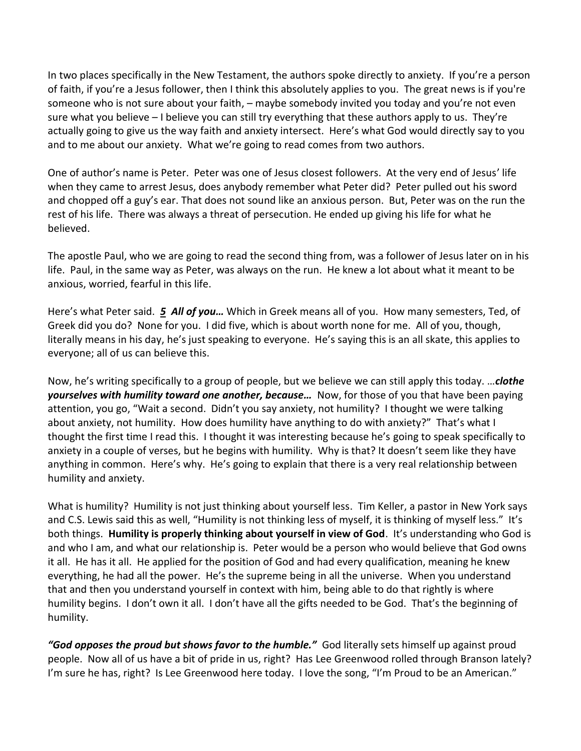In two places specifically in the New Testament, the authors spoke directly to anxiety. If you're a person of faith, if you're a Jesus follower, then I think this absolutely applies to you. The great news is if you're someone who is not sure about your faith, – maybe somebody invited you today and you're not even sure what you believe – I believe you can still try everything that these authors apply to us. They're actually going to give us the way faith and anxiety intersect. Here's what God would directly say to you and to me about our anxiety. What we're going to read comes from two authors.

One of author's name is Peter. Peter was one of Jesus closest followers. At the very end of Jesus' life when they came to arrest Jesus, does anybody remember what Peter did? Peter pulled out his sword and chopped off a guy's ear. That does not sound like an anxious person. But, Peter was on the run the rest of his life. There was always a threat of persecution. He ended up giving his life for what he believed.

The apostle Paul, who we are going to read the second thing from, was a follower of Jesus later on in his life. Paul, in the same way as Peter, was always on the run. He knew a lot about what it meant to be anxious, worried, fearful in this life.

Here's what Peter said. ***5 All of you…*** Which in Greek means all of you. How many semesters, Ted, of Greek did you do? None for you. I did five, which is about worth none for me. All of you, though, literally means in his day, he's just speaking to everyone. He's saying this is an all skate, this applies to everyone; all of us can believe this.

Now, he's writing specifically to a group of people, but we believe we can still apply this today. …***clothe yourselves with humility toward one another, because…*** Now, for those of you that have been paying attention, you go, "Wait a second. Didn't you say anxiety, not humility? I thought we were talking about anxiety, not humility. How does humility have anything to do with anxiety?" That's what I thought the first time I read this. I thought it was interesting because he's going to speak specifically to anxiety in a couple of verses, but he begins with humility. Why is that? It doesn't seem like they have anything in common. Here's why. He's going to explain that there is a very real relationship between humility and anxiety.

What is humility? Humility is not just thinking about yourself less. Tim Keller, a pastor in New York says and C.S. Lewis said this as well, "Humility is not thinking less of myself, it is thinking of myself less." It's both things. **Humility is properly thinking about yourself in view of God**. It's understanding who God is and who I am, and what our relationship is. Peter would be a person who would believe that God owns it all. He has it all. He applied for the position of God and had every qualification, meaning he knew everything, he had all the power. He's the supreme being in all the universe. When you understand that and then you understand yourself in context with him, being able to do that rightly is where humility begins. I don't own it all. I don't have all the gifts needed to be God. That's the beginning of humility.

***"God opposes the proud but shows favor to the humble."*** God literally sets himself up against proud people. Now all of us have a bit of pride in us, right? Has Lee Greenwood rolled through Branson lately? I'm sure he has, right? Is Lee Greenwood here today. I love the song, "I'm Proud to be an American."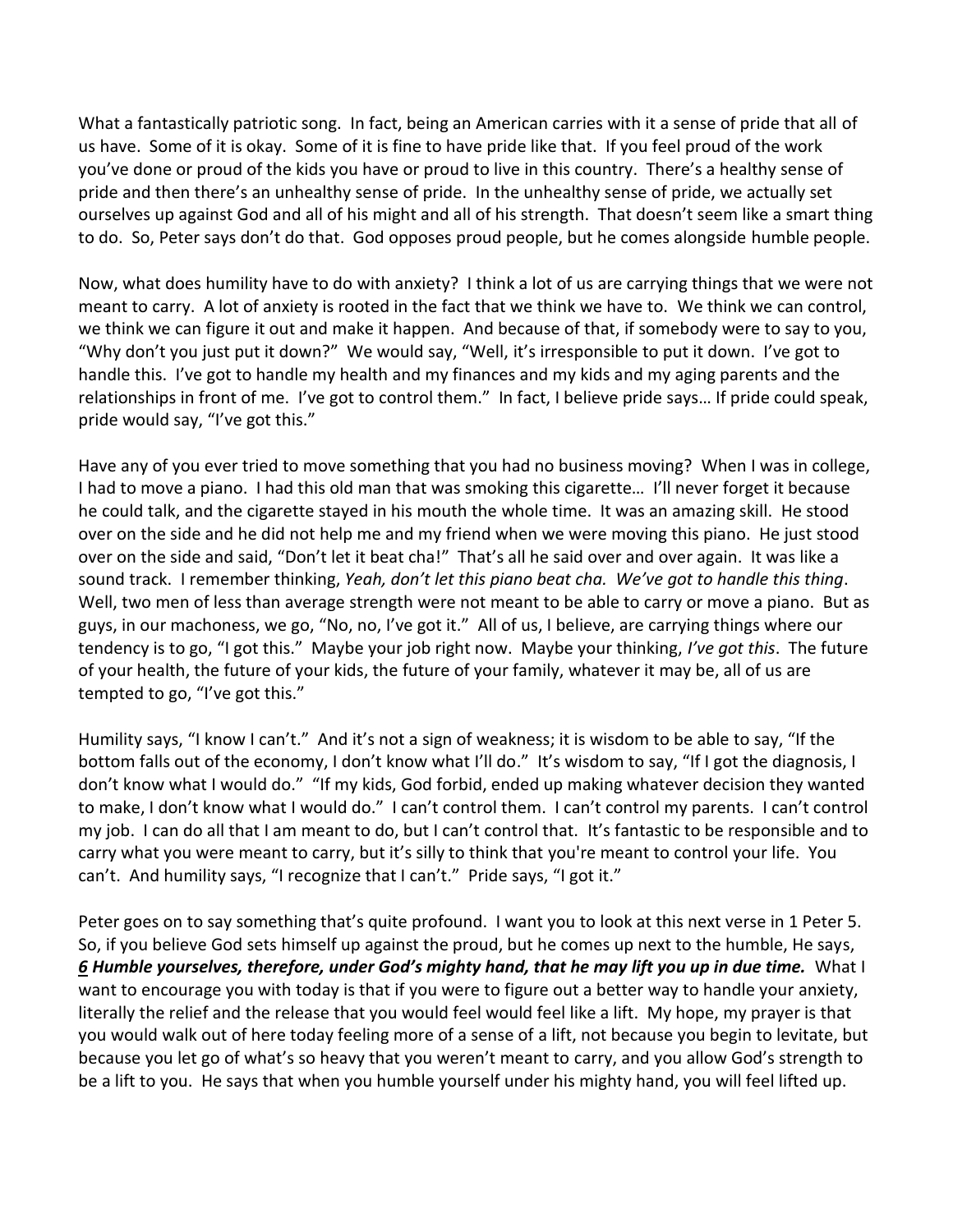What a fantastically patriotic song. In fact, being an American carries with it a sense of pride that all of us have. Some of it is okay. Some of it is fine to have pride like that. If you feel proud of the work you've done or proud of the kids you have or proud to live in this country. There's a healthy sense of pride and then there's an unhealthy sense of pride. In the unhealthy sense of pride, we actually set ourselves up against God and all of his might and all of his strength. That doesn't seem like a smart thing to do. So, Peter says don't do that. God opposes proud people, but he comes alongside humble people.

Now, what does humility have to do with anxiety? I think a lot of us are carrying things that we were not meant to carry. A lot of anxiety is rooted in the fact that we think we have to. We think we can control, we think we can figure it out and make it happen. And because of that, if somebody were to say to you, "Why don't you just put it down?" We would say, "Well, it's irresponsible to put it down. I've got to handle this. I've got to handle my health and my finances and my kids and my aging parents and the relationships in front of me. I've got to control them." In fact, I believe pride says… If pride could speak, pride would say, "I've got this."

Have any of you ever tried to move something that you had no business moving? When I was in college, I had to move a piano. I had this old man that was smoking this cigarette… I'll never forget it because he could talk, and the cigarette stayed in his mouth the whole time. It was an amazing skill. He stood over on the side and he did not help me and my friend when we were moving this piano. He just stood over on the side and said, "Don't let it beat cha!" That's all he said over and over again. It was like a sound track. I remember thinking, *Yeah, don't let this piano beat cha. We've got to handle this thing*. Well, two men of less than average strength were not meant to be able to carry or move a piano. But as guys, in our machoness, we go, "No, no, I've got it." All of us, I believe, are carrying things where our tendency is to go, "I got this." Maybe your job right now. Maybe your thinking, *I've got this*. The future of your health, the future of your kids, the future of your family, whatever it may be, all of us are tempted to go, "I've got this."

Humility says, "I know I can't." And it's not a sign of weakness; it is wisdom to be able to say, "If the bottom falls out of the economy, I don't know what I'll do." It's wisdom to say, "If I got the diagnosis, I don't know what I would do." "If my kids, God forbid, ended up making whatever decision they wanted to make, I don't know what I would do." I can't control them. I can't control my parents. I can't control my job. I can do all that I am meant to do, but I can't control that. It's fantastic to be responsible and to carry what you were meant to carry, but it's silly to think that you're meant to control your life. You can't. And humility says, "I recognize that I can't." Pride says, "I got it."

Peter goes on to say something that's quite profound. I want you to look at this next verse in 1 Peter 5. So, if you believe God sets himself up against the proud, but he comes up next to the humble, He says, ***6 Humble yourselves, therefore, under God's mighty hand, that he may lift you up in due time.*** What I want to encourage you with today is that if you were to figure out a better way to handle your anxiety, literally the relief and the release that you would feel would feel like a lift. My hope, my prayer is that you would walk out of here today feeling more of a sense of a lift, not because you begin to levitate, but because you let go of what's so heavy that you weren't meant to carry, and you allow God's strength to be a lift to you. He says that when you humble yourself under his mighty hand, you will feel lifted up.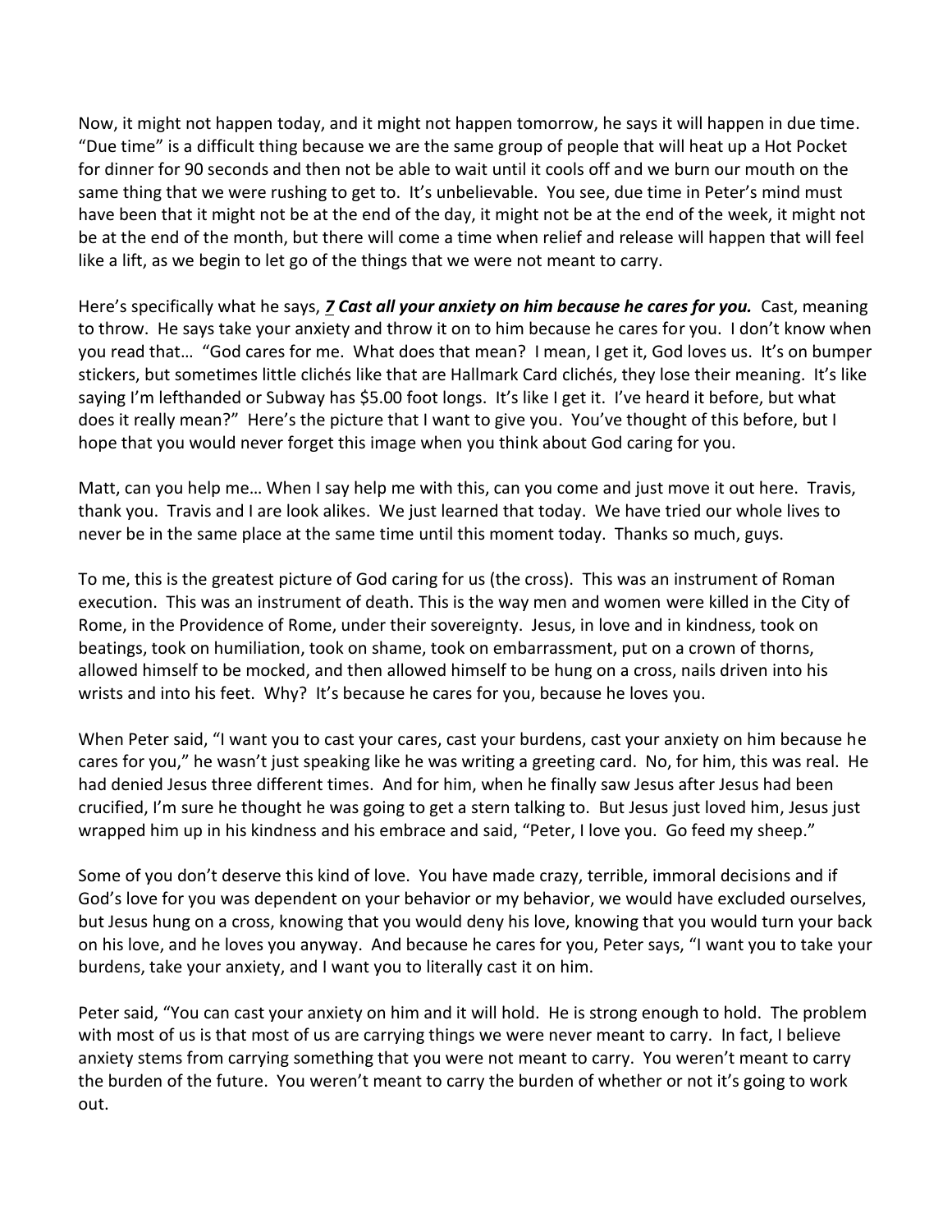Now, it might not happen today, and it might not happen tomorrow, he says it will happen in due time. "Due time" is a difficult thing because we are the same group of people that will heat up a Hot Pocket for dinner for 90 seconds and then not be able to wait until it cools off and we burn our mouth on the same thing that we were rushing to get to. It's unbelievable. You see, due time in Peter's mind must have been that it might not be at the end of the day, it might not be at the end of the week, it might not be at the end of the month, but there will come a time when relief and release will happen that will feel like a lift, as we begin to let go of the things that we were not meant to carry.

Here's specifically what he says, ***7 Cast all your anxiety on him because he cares for you.*** Cast, meaning to throw. He says take your anxiety and throw it on to him because he cares for you. I don't know when you read that… "God cares for me. What does that mean? I mean, I get it, God loves us. It's on bumper stickers, but sometimes little clichés like that are Hallmark Card clichés, they lose their meaning. It's like saying I'm lefthanded or Subway has $5.00 foot longs. It's like I get it. I've heard it before, but what does it really mean?" Here's the picture that I want to give you. You've thought of this before, but I hope that you would never forget this image when you think about God caring for you.

Matt, can you help me… When I say help me with this, can you come and just move it out here. Travis, thank you. Travis and I are look alikes. We just learned that today. We have tried our whole lives to never be in the same place at the same time until this moment today. Thanks so much, guys.

To me, this is the greatest picture of God caring for us (the cross). This was an instrument of Roman execution. This was an instrument of death. This is the way men and women were killed in the City of Rome, in the Providence of Rome, under their sovereignty. Jesus, in love and in kindness, took on beatings, took on humiliation, took on shame, took on embarrassment, put on a crown of thorns, allowed himself to be mocked, and then allowed himself to be hung on a cross, nails driven into his wrists and into his feet. Why? It's because he cares for you, because he loves you.

When Peter said, "I want you to cast your cares, cast your burdens, cast your anxiety on him because he cares for you," he wasn't just speaking like he was writing a greeting card. No, for him, this was real. He had denied Jesus three different times. And for him, when he finally saw Jesus after Jesus had been crucified, I'm sure he thought he was going to get a stern talking to. But Jesus just loved him, Jesus just wrapped him up in his kindness and his embrace and said, "Peter, I love you. Go feed my sheep."

Some of you don't deserve this kind of love. You have made crazy, terrible, immoral decisions and if God's love for you was dependent on your behavior or my behavior, we would have excluded ourselves, but Jesus hung on a cross, knowing that you would deny his love, knowing that you would turn your back on his love, and he loves you anyway. And because he cares for you, Peter says, "I want you to take your burdens, take your anxiety, and I want you to literally cast it on him.

Peter said, "You can cast your anxiety on him and it will hold. He is strong enough to hold. The problem with most of us is that most of us are carrying things we were never meant to carry. In fact, I believe anxiety stems from carrying something that you were not meant to carry. You weren't meant to carry the burden of the future. You weren't meant to carry the burden of whether or not it's going to work out.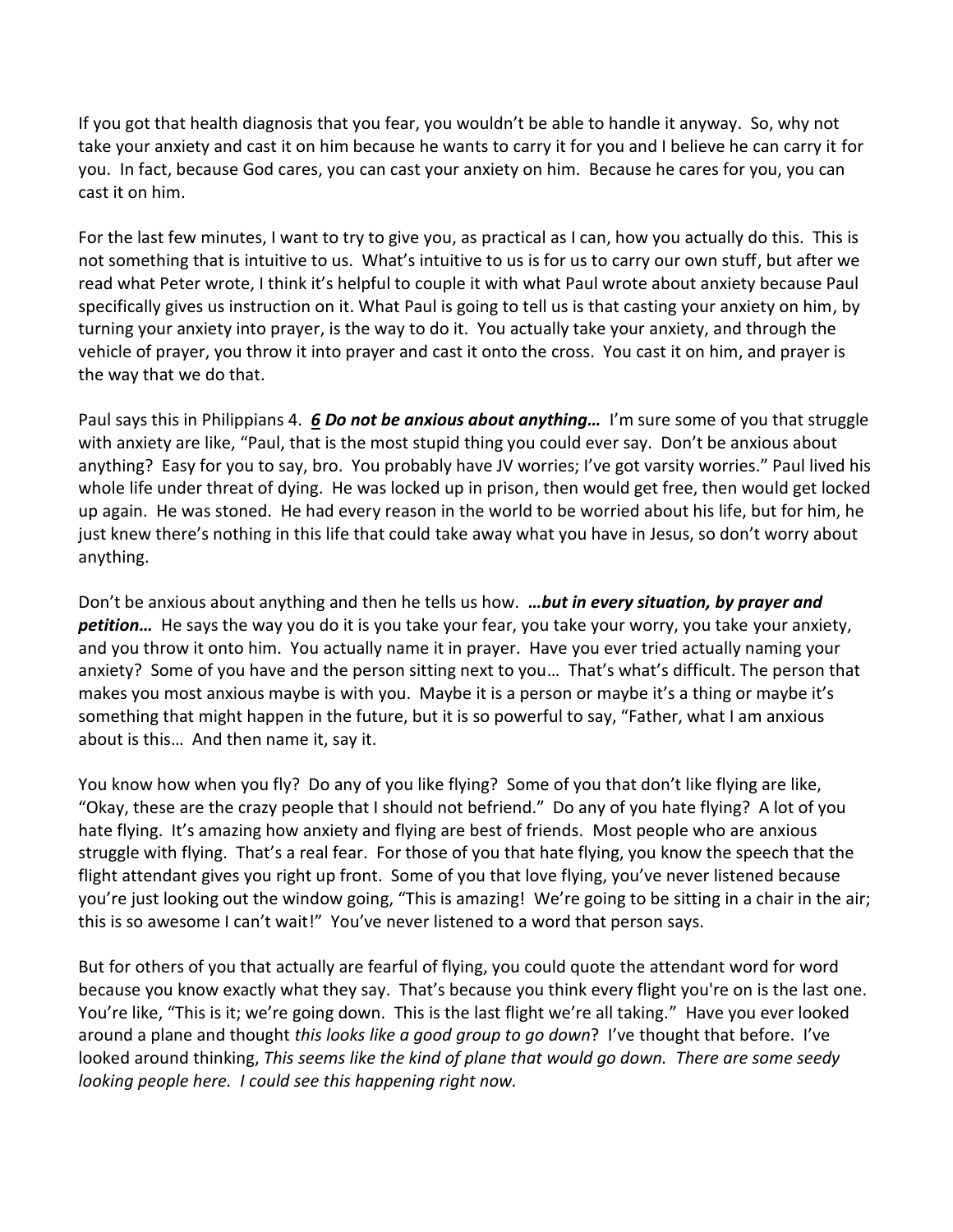If you got that health diagnosis that you fear, you wouldn't be able to handle it anyway. So, why not take your anxiety and cast it on him because he wants to carry it for you and I believe he can carry it for you. In fact, because God cares, you can cast your anxiety on him. Because he cares for you, you can cast it on him.

For the last few minutes, I want to try to give you, as practical as I can, how you actually do this. This is not something that is intuitive to us. What's intuitive to us is for us to carry our own stuff, but after we read what Peter wrote, I think it's helpful to couple it with what Paul wrote about anxiety because Paul specifically gives us instruction on it. What Paul is going to tell us is that casting your anxiety on him, by turning your anxiety into prayer, is the way to do it. You actually take your anxiety, and through the vehicle of prayer, you throw it into prayer and cast it onto the cross. You cast it on him, and prayer is the way that we do that.

Paul says this in Philippians 4. ***6 Do not be anxious about anything…*** I'm sure some of you that struggle with anxiety are like, "Paul, that is the most stupid thing you could ever say. Don't be anxious about anything? Easy for you to say, bro. You probably have JV worries; I've got varsity worries." Paul lived his whole life under threat of dying. He was locked up in prison, then would get free, then would get locked up again. He was stoned. He had every reason in the world to be worried about his life, but for him, he just knew there's nothing in this life that could take away what you have in Jesus, so don't worry about anything.

Don't be anxious about anything and then he tells us how. ***…but in every situation, by prayer and petition…*** He says the way you do it is you take your fear, you take your worry, you take your anxiety, and you throw it onto him. You actually name it in prayer. Have you ever tried actually naming your anxiety? Some of you have and the person sitting next to you… That's what's difficult. The person that makes you most anxious maybe is with you. Maybe it is a person or maybe it's a thing or maybe it's something that might happen in the future, but it is so powerful to say, "Father, what I am anxious about is this… And then name it, say it.

You know how when you fly? Do any of you like flying? Some of you that don't like flying are like, "Okay, these are the crazy people that I should not befriend." Do any of you hate flying? A lot of you hate flying. It's amazing how anxiety and flying are best of friends. Most people who are anxious struggle with flying. That's a real fear. For those of you that hate flying, you know the speech that the flight attendant gives you right up front. Some of you that love flying, you've never listened because you're just looking out the window going, "This is amazing! We're going to be sitting in a chair in the air; this is so awesome I can't wait!" You've never listened to a word that person says.

But for others of you that actually are fearful of flying, you could quote the attendant word for word because you know exactly what they say. That's because you think every flight you're on is the last one. You're like, "This is it; we're going down. This is the last flight we're all taking." Have you ever looked around a plane and thought *this looks like a good group to go down*? I've thought that before. I've looked around thinking, *This seems like the kind of plane that would go down. There are some seedy looking people here. I could see this happening right now.*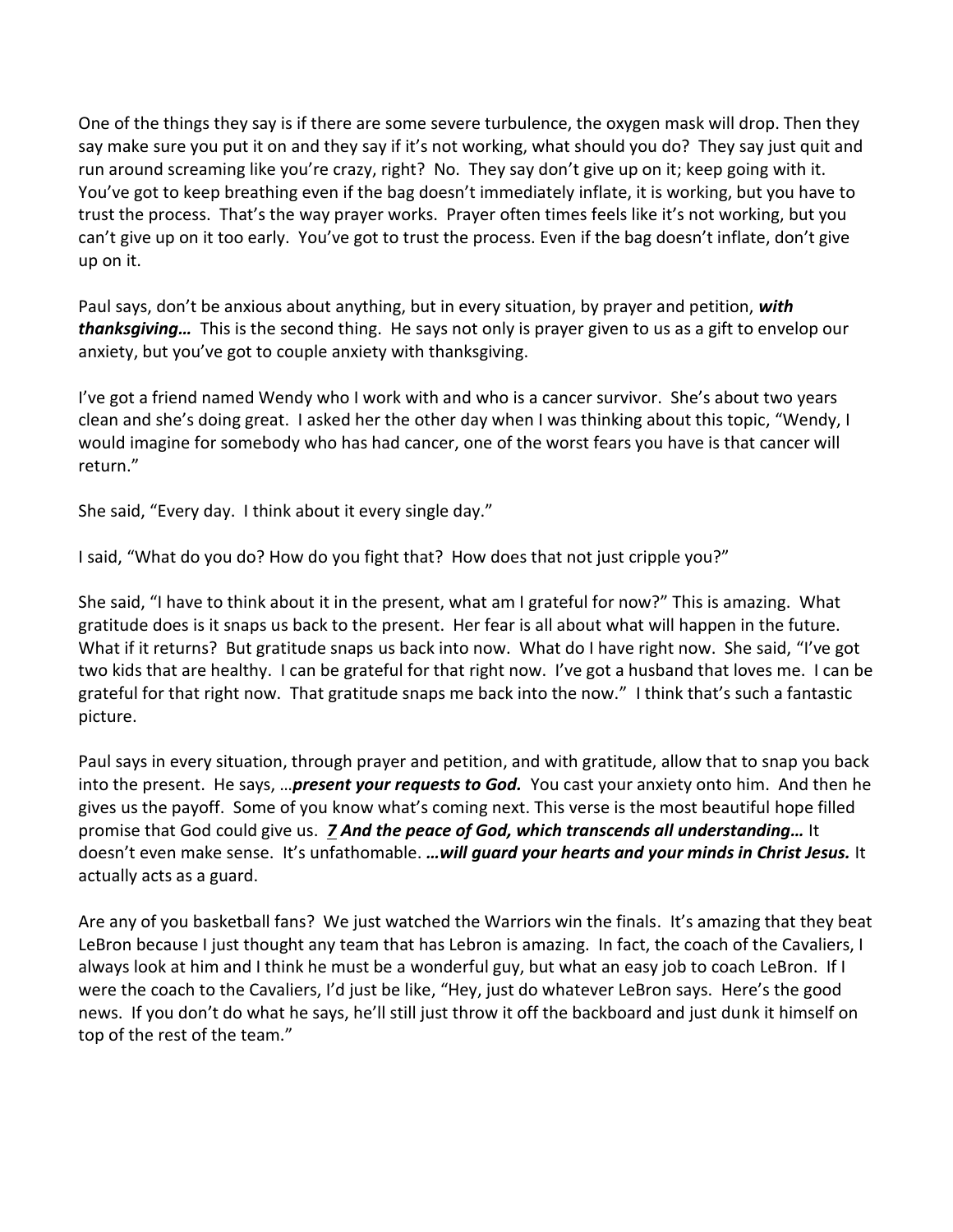One of the things they say is if there are some severe turbulence, the oxygen mask will drop. Then they say make sure you put it on and they say if it's not working, what should you do? They say just quit and run around screaming like you're crazy, right? No. They say don't give up on it; keep going with it. You've got to keep breathing even if the bag doesn't immediately inflate, it is working, but you have to trust the process. That's the way prayer works. Prayer often times feels like it's not working, but you can't give up on it too early. You've got to trust the process. Even if the bag doesn't inflate, don't give up on it.

Paul says, don't be anxious about anything, but in every situation, by prayer and petition, ***with thanksgiving…*** This is the second thing. He says not only is prayer given to us as a gift to envelop our anxiety, but you've got to couple anxiety with thanksgiving.

I've got a friend named Wendy who I work with and who is a cancer survivor. She's about two years clean and she's doing great. I asked her the other day when I was thinking about this topic, "Wendy, I would imagine for somebody who has had cancer, one of the worst fears you have is that cancer will return."

She said, "Every day. I think about it every single day."

I said, "What do you do? How do you fight that? How does that not just cripple you?"

She said, "I have to think about it in the present, what am I grateful for now?" This is amazing. What gratitude does is it snaps us back to the present. Her fear is all about what will happen in the future. What if it returns? But gratitude snaps us back into now. What do I have right now. She said, "I've got two kids that are healthy. I can be grateful for that right now. I've got a husband that loves me. I can be grateful for that right now. That gratitude snaps me back into the now." I think that's such a fantastic picture.

Paul says in every situation, through prayer and petition, and with gratitude, allow that to snap you back into the present. He says, …***present your requests to God.*** You cast your anxiety onto him. And then he gives us the payoff. Some of you know what's coming next. This verse is the most beautiful hope filled promise that God could give us. ***<u>7</u> And the peace of God, which transcends all understanding…*** It doesn't even make sense. It's unfathomable. ***…will guard your hearts and your minds in Christ Jesus.*** It actually acts as a guard.

Are any of you basketball fans? We just watched the Warriors win the finals. It's amazing that they beat LeBron because I just thought any team that has Lebron is amazing. In fact, the coach of the Cavaliers, I always look at him and I think he must be a wonderful guy, but what an easy job to coach LeBron. If I were the coach to the Cavaliers, I'd just be like, "Hey, just do whatever LeBron says. Here's the good news. If you don't do what he says, he'll still just throw it off the backboard and just dunk it himself on top of the rest of the team."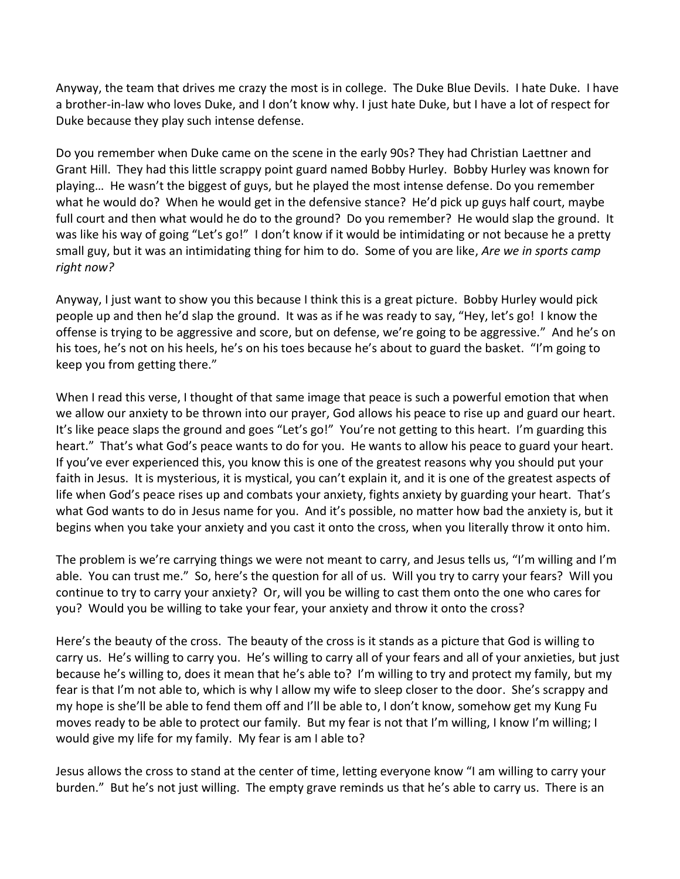Anyway, the team that drives me crazy the most is in college. The Duke Blue Devils. I hate Duke. I have a brother-in-law who loves Duke, and I don't know why. I just hate Duke, but I have a lot of respect for Duke because they play such intense defense.

Do you remember when Duke came on the scene in the early 90s? They had Christian Laettner and Grant Hill. They had this little scrappy point guard named Bobby Hurley. Bobby Hurley was known for playing… He wasn't the biggest of guys, but he played the most intense defense. Do you remember what he would do? When he would get in the defensive stance? He'd pick up guys half court, maybe full court and then what would he do to the ground? Do you remember? He would slap the ground. It was like his way of going "Let's go!" I don't know if it would be intimidating or not because he a pretty small guy, but it was an intimidating thing for him to do. Some of you are like, *Are we in sports camp right now?*

Anyway, I just want to show you this because I think this is a great picture. Bobby Hurley would pick people up and then he'd slap the ground. It was as if he was ready to say, "Hey, let's go! I know the offense is trying to be aggressive and score, but on defense, we're going to be aggressive." And he's on his toes, he's not on his heels, he's on his toes because he's about to guard the basket. "I'm going to keep you from getting there."

When I read this verse, I thought of that same image that peace is such a powerful emotion that when we allow our anxiety to be thrown into our prayer, God allows his peace to rise up and guard our heart. It's like peace slaps the ground and goes "Let's go!" You're not getting to this heart. I'm guarding this heart." That's what God's peace wants to do for you. He wants to allow his peace to guard your heart. If you've ever experienced this, you know this is one of the greatest reasons why you should put your faith in Jesus. It is mysterious, it is mystical, you can't explain it, and it is one of the greatest aspects of life when God's peace rises up and combats your anxiety, fights anxiety by guarding your heart. That's what God wants to do in Jesus name for you. And it's possible, no matter how bad the anxiety is, but it begins when you take your anxiety and you cast it onto the cross, when you literally throw it onto him.

The problem is we're carrying things we were not meant to carry, and Jesus tells us, "I'm willing and I'm able. You can trust me." So, here's the question for all of us. Will you try to carry your fears? Will you continue to try to carry your anxiety? Or, will you be willing to cast them onto the one who cares for you? Would you be willing to take your fear, your anxiety and throw it onto the cross?

Here's the beauty of the cross. The beauty of the cross is it stands as a picture that God is willing to carry us. He's willing to carry you. He's willing to carry all of your fears and all of your anxieties, but just because he's willing to, does it mean that he's able to? I'm willing to try and protect my family, but my fear is that I'm not able to, which is why I allow my wife to sleep closer to the door. She's scrappy and my hope is she'll be able to fend them off and I'll be able to, I don't know, somehow get my Kung Fu moves ready to be able to protect our family. But my fear is not that I'm willing, I know I'm willing; I would give my life for my family. My fear is am I able to?

Jesus allows the cross to stand at the center of time, letting everyone know "I am willing to carry your burden." But he's not just willing. The empty grave reminds us that he's able to carry us. There is an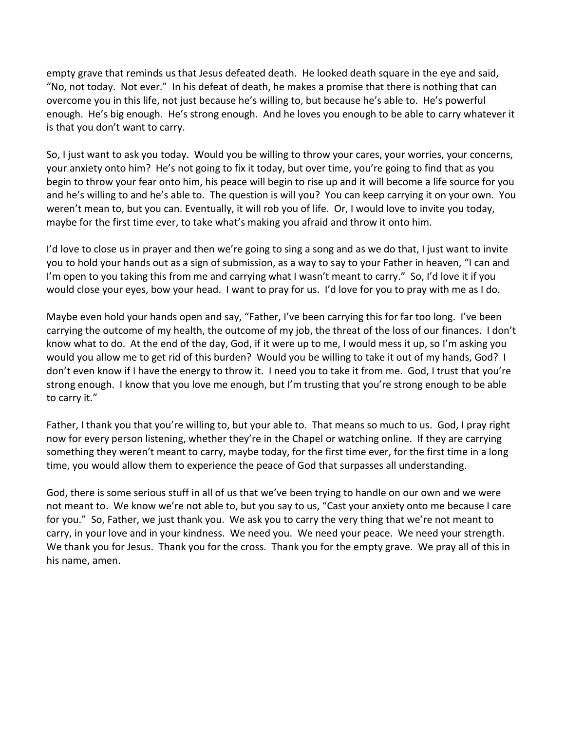empty grave that reminds us that Jesus defeated death. He looked death square in the eye and said, "No, not today. Not ever." In his defeat of death, he makes a promise that there is nothing that can overcome you in this life, not just because he's willing to, but because he's able to. He's powerful enough. He's big enough. He's strong enough. And he loves you enough to be able to carry whatever it is that you don't want to carry.

So, I just want to ask you today. Would you be willing to throw your cares, your worries, your concerns, your anxiety onto him? He's not going to fix it today, but over time, you're going to find that as you begin to throw your fear onto him, his peace will begin to rise up and it will become a life source for you and he's willing to and he's able to. The question is will you? You can keep carrying it on your own. You weren't mean to, but you can. Eventually, it will rob you of life. Or, I would love to invite you today, maybe for the first time ever, to take what's making you afraid and throw it onto him.

I'd love to close us in prayer and then we're going to sing a song and as we do that, I just want to invite you to hold your hands out as a sign of submission, as a way to say to your Father in heaven, "I can and I'm open to you taking this from me and carrying what I wasn't meant to carry." So, I'd love it if you would close your eyes, bow your head. I want to pray for us. I'd love for you to pray with me as I do.

Maybe even hold your hands open and say, "Father, I've been carrying this for far too long. I've been carrying the outcome of my health, the outcome of my job, the threat of the loss of our finances. I don't know what to do. At the end of the day, God, if it were up to me, I would mess it up, so I'm asking you would you allow me to get rid of this burden? Would you be willing to take it out of my hands, God? I don't even know if I have the energy to throw it. I need you to take it from me. God, I trust that you're strong enough. I know that you love me enough, but I'm trusting that you're strong enough to be able to carry it."

Father, I thank you that you're willing to, but your able to. That means so much to us. God, I pray right now for every person listening, whether they're in the Chapel or watching online. If they are carrying something they weren't meant to carry, maybe today, for the first time ever, for the first time in a long time, you would allow them to experience the peace of God that surpasses all understanding.

God, there is some serious stuff in all of us that we've been trying to handle on our own and we were not meant to. We know we're not able to, but you say to us, "Cast your anxiety onto me because I care for you." So, Father, we just thank you. We ask you to carry the very thing that we're not meant to carry, in your love and in your kindness. We need you. We need your peace. We need your strength. We thank you for Jesus. Thank you for the cross. Thank you for the empty grave. We pray all of this in his name, amen.